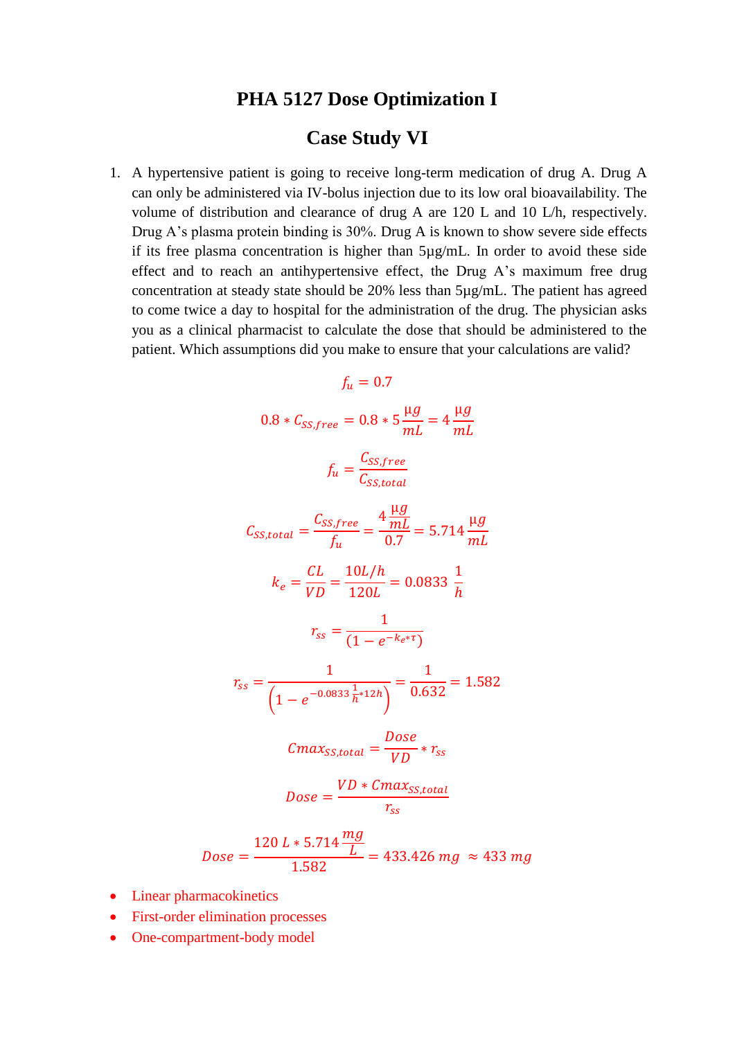# PHA 5127 Dose Optimization I

## Case Study VI

1. A hypertensive patient is going to receive long-term medication of drug A. Drug A can only be administered via IV-bolus injection due to its low oral bioavailability. The volume of distribution and clearance of drug A are 120 L and 10 L/h, respectively. Drug A's plasma protein binding is 30%. Drug A is known to show severe side effects if its free plasma concentration is higher than 5µg/mL. In order to avoid these side effect and to reach an antihypertensive effect, the Drug A's maximum free drug concentration at steady state should be 20% less than 5µg/mL. The patient has agreed to come twice a day to hospital for the administration of the drug. The physician asks you as a clinical pharmacist to calculate the dose that should be administered to the patient. Which assumptions did you make to ensure that your calculations are valid?

$$f_u = 0.7$$

$$0.8 * C_{SS,free} = 0.8 * 5\frac{\mu g}{mL} = 4\frac{\mu g}{mL}$$

$$f_u = \frac{C_{SS,free}}{C_{SS,total}}$$

$$C_{SS,total} = \frac{C_{SS,free}}{f_u} = \frac{4\frac{\mu g}{mL}}{0.7} = 5.714\frac{\mu g}{mL}$$

$$k_e = \frac{CL}{VD} = \frac{10L/h}{120L} = 0.0833\ \frac{1}{h}$$

$$r_{ss} = \frac{1}{(1 - e^{-k_e * \tau})}$$

$$r_{ss} = \frac{1}{\left(1 - e^{-0.0833\frac{1}{h}*12h}\right)} = \frac{1}{0.632} = 1.582$$

$$Cmax_{SS,total} = \frac{Dose}{VD} * r_{ss}$$

$$Dose = \frac{VD * Cmax_{SS,total}}{r_{ss}}$$

$$Dose = \frac{120\ L * 5.714\frac{mg}{L}}{1.582} = 433.426\ mg\ \approx 433\ mg$$

- Linear pharmacokinetics
- First-order elimination processes
- One-compartment-body model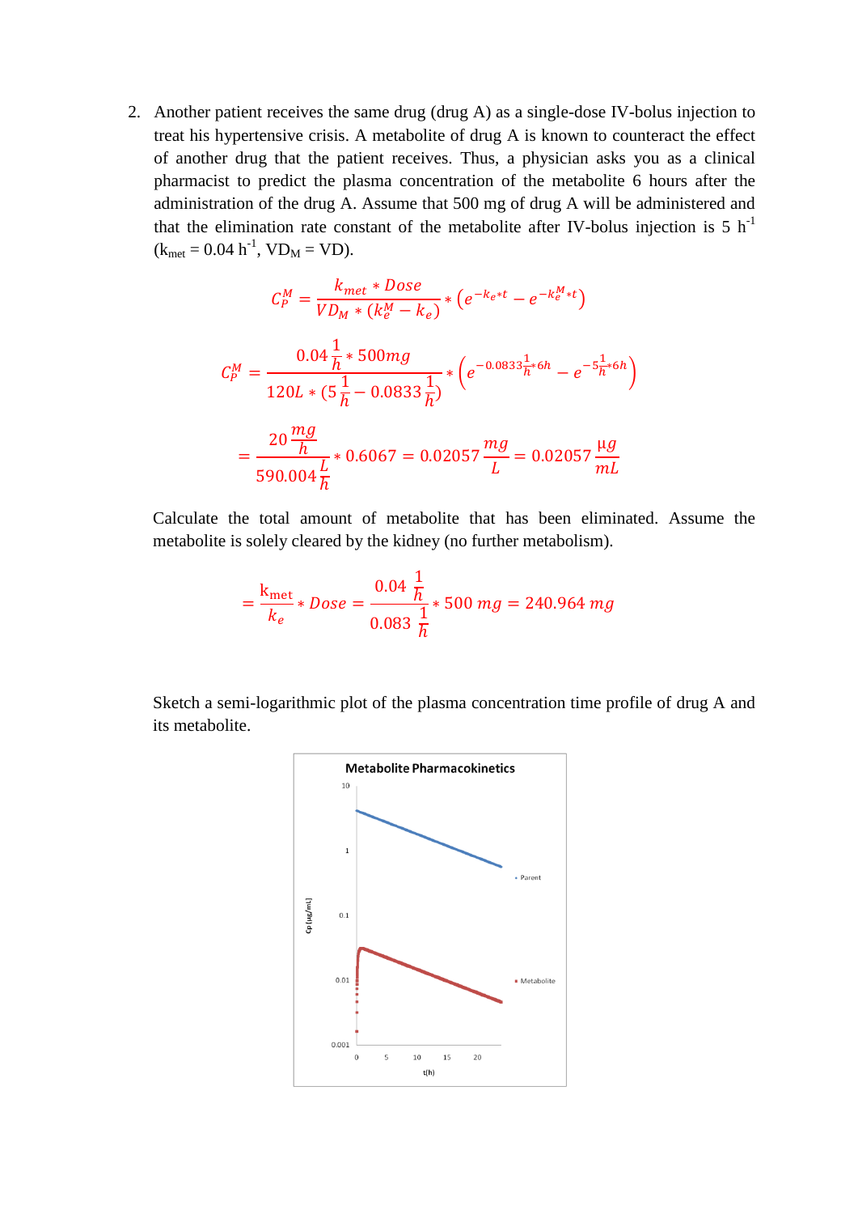2. Another patient receives the same drug (drug A) as a single-dose IV-bolus injection to treat his hypertensive crisis. A metabolite of drug A is known to counteract the effect of another drug that the patient receives. Thus, a physician asks you as a clinical pharmacist to predict the plasma concentration of the metabolite 6 hours after the administration of the drug A. Assume that 500 mg of drug A will be administered and that the elimination rate constant of the metabolite after IV-bolus injection is 5 $h^{-1}$ ($k_{met}$ = 0.04 $h^{-1}$, $VD_M$ = VD).

$$C_P^M = \frac{k_{met} * Dose}{VD_M * (k_e^M - k_e)} * \left(e^{-k_e * t} - e^{-k_e^M * t}\right)$$

$$C_P^M = \frac{0.04\frac{1}{h} * 500mg}{120L * (5\frac{1}{h} - 0.0833\frac{1}{h})} * \left(e^{-0.0833\frac{1}{h}*6h} - e^{-5\frac{1}{h}*6h}\right)$$

$$= \frac{20\frac{mg}{h}}{590.004\frac{L}{h}} * 0.6067 = 0.02057\frac{mg}{L} = 0.02057\frac{\mu g}{mL}$$

Calculate the total amount of metabolite that has been eliminated. Assume the metabolite is solely cleared by the kidney (no further metabolism).

$$= \frac{k_{met}}{k_e} * Dose = \frac{0.04\ \frac{1}{h}}{0.083\ \frac{1}{h}} * 500\ mg = 240.964\ mg$$

Sketch a semi-logarithmic plot of the plasma concentration time profile of drug A and its metabolite.

**Metabolite Pharmacokinetics**

(Semi-log plot: Cp [µg/mL] from 0.001 to 10 vs. t(h) from 0 to 20; series: Parent, Metabolite)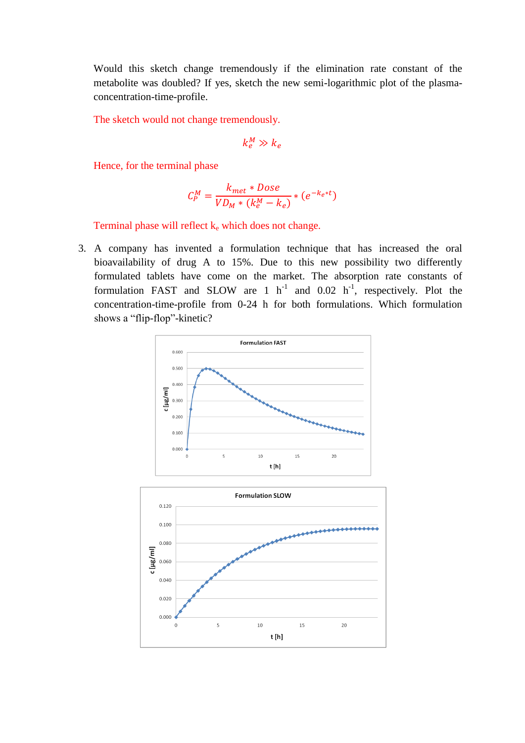Would this sketch change tremendously if the elimination rate constant of the metabolite was doubled? If yes, sketch the new semi-logarithmic plot of the plasma-concentration-time-profile.

The sketch would not change tremendously.

$$k_e^M \gg k_e$$

Hence, for the terminal phase

$$C_P^M = \frac{k_{met} * Dose}{VD_M * (k_e^M - k_e)} * (e^{-k_e * t})$$

Terminal phase will reflect $k_e$ which does not change.

3. A company has invented a formulation technique that has increased the oral bioavailability of drug A to 15%. Due to this new possibility two differently formulated tablets have come on the market. The absorption rate constants of formulation FAST and SLOW are 1 $h^{-1}$ and 0.02 $h^{-1}$, respectively. Plot the concentration-time-profile from 0-24 h for both formulations. Which formulation shows a "flip-flop"-kinetic?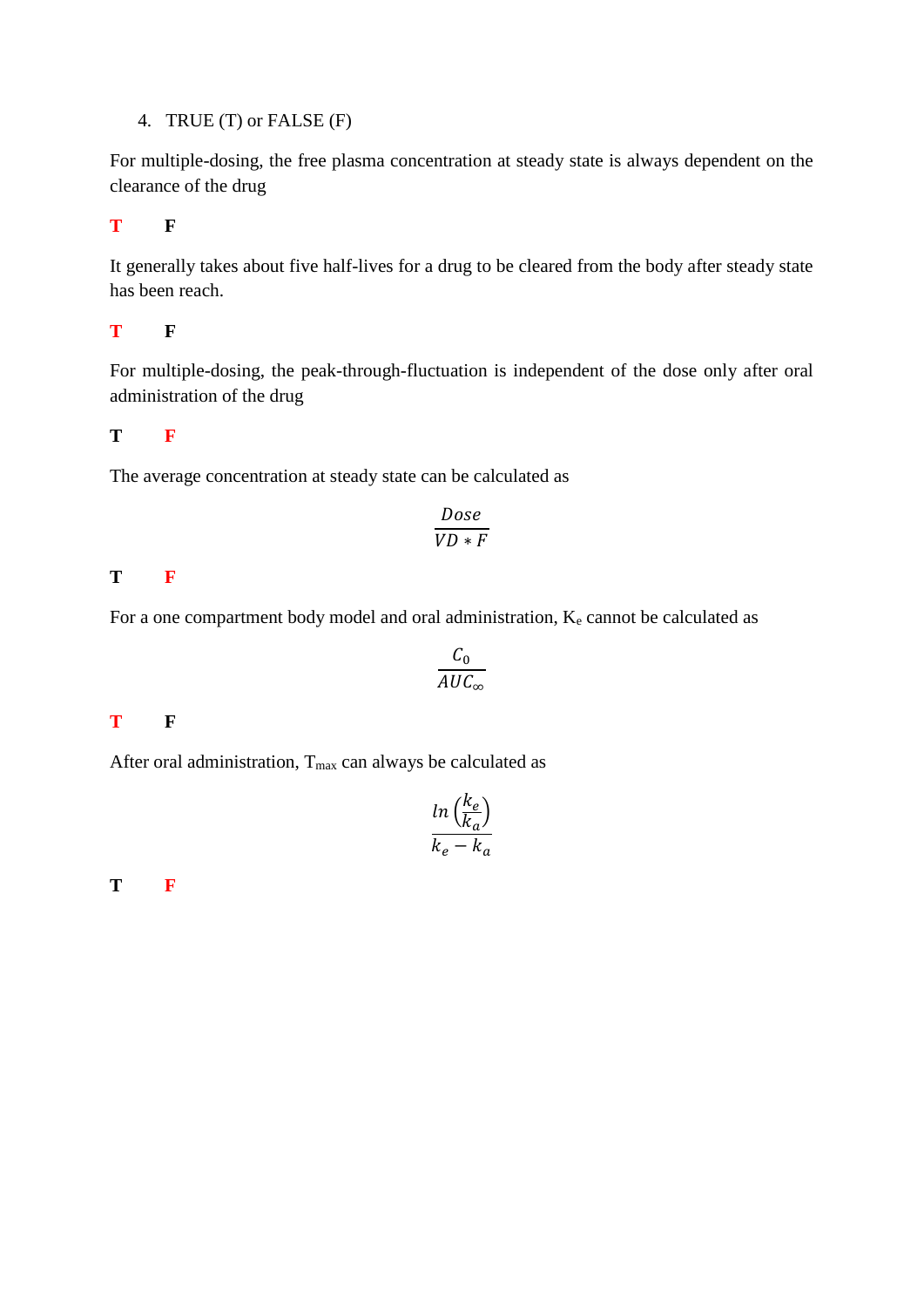4. TRUE (T) or FALSE (F)

For multiple-dosing, the free plasma concentration at steady state is always dependent on the clearance of the drug

**T** **F**

It generally takes about five half-lives for a drug to be cleared from the body after steady state has been reach.

**T** **F**

For multiple-dosing, the peak-through-fluctuation is independent of the dose only after oral administration of the drug

**T** **F**

The average concentration at steady state can be calculated as

$$\frac{Dose}{VD * F}$$

**T** **F**

For a one compartment body model and oral administration, $K_e$ cannot be calculated as

$$\frac{C_0}{AUC_\infty}$$

**T** **F**

After oral administration, $T_{max}$ can always be calculated as

$$\frac{ln\left(\frac{k_e}{k_a}\right)}{k_e - k_a}$$

**T** **F**